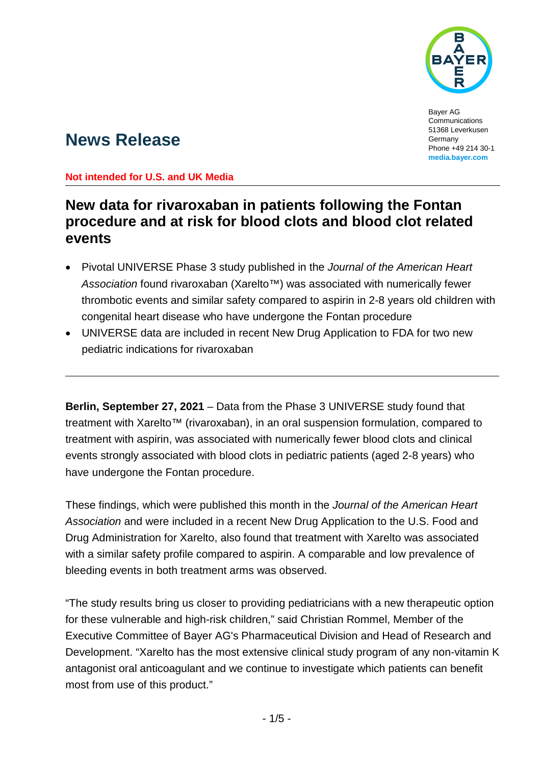Bayer AG
Communications
51368 Leverkusen
Germany
Phone +49 214 30-1
**media.bayer.com**

# News Release

**Not intended for U.S. and UK Media**

## New data for rivaroxaban in patients following the Fontan procedure and at risk for blood clots and blood clot related events

- Pivotal UNIVERSE Phase 3 study published in the *Journal of the American Heart Association* found rivaroxaban (Xarelto™) was associated with numerically fewer thrombotic events and similar safety compared to aspirin in 2-8 years old children with congenital heart disease who have undergone the Fontan procedure
- UNIVERSE data are included in recent New Drug Application to FDA for two new pediatric indications for rivaroxaban

---

**Berlin, September 27, 2021** – Data from the Phase 3 UNIVERSE study found that treatment with Xarelto™ (rivaroxaban), in an oral suspension formulation, compared to treatment with aspirin, was associated with numerically fewer blood clots and clinical events strongly associated with blood clots in pediatric patients (aged 2-8 years) who have undergone the Fontan procedure.

These findings, which were published this month in the *Journal of the American Heart Association* and were included in a recent New Drug Application to the U.S. Food and Drug Administration for Xarelto, also found that treatment with Xarelto was associated with a similar safety profile compared to aspirin. A comparable and low prevalence of bleeding events in both treatment arms was observed.

"The study results bring us closer to providing pediatricians with a new therapeutic option for these vulnerable and high-risk children," said Christian Rommel, Member of the Executive Committee of Bayer AG's Pharmaceutical Division and Head of Research and Development. "Xarelto has the most extensive clinical study program of any non-vitamin K antagonist oral anticoagulant and we continue to investigate which patients can benefit most from use of this product."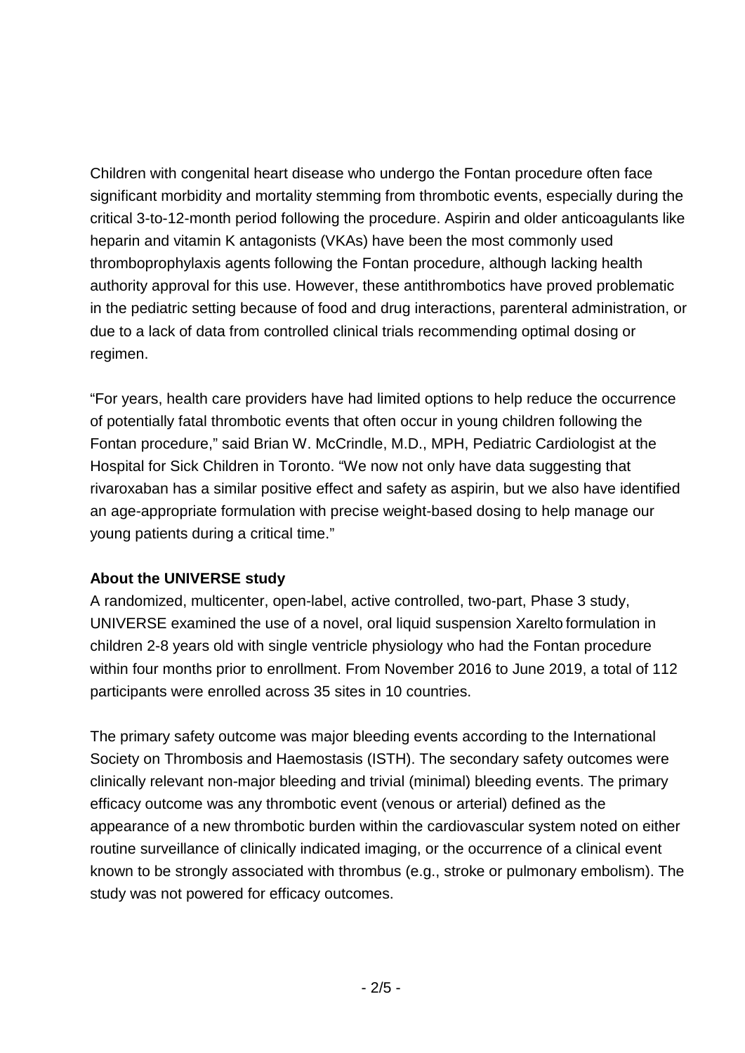Children with congenital heart disease who undergo the Fontan procedure often face significant morbidity and mortality stemming from thrombotic events, especially during the critical 3-to-12-month period following the procedure. Aspirin and older anticoagulants like heparin and vitamin K antagonists (VKAs) have been the most commonly used thromboprophylaxis agents following the Fontan procedure, although lacking health authority approval for this use. However, these antithrombotics have proved problematic in the pediatric setting because of food and drug interactions, parenteral administration, or due to a lack of data from controlled clinical trials recommending optimal dosing or regimen.

"For years, health care providers have had limited options to help reduce the occurrence of potentially fatal thrombotic events that often occur in young children following the Fontan procedure," said Brian W. McCrindle, M.D., MPH, Pediatric Cardiologist at the Hospital for Sick Children in Toronto. "We now not only have data suggesting that rivaroxaban has a similar positive effect and safety as aspirin, but we also have identified an age-appropriate formulation with precise weight-based dosing to help manage our young patients during a critical time."

**About the UNIVERSE study**

A randomized, multicenter, open-label, active controlled, two-part, Phase 3 study, UNIVERSE examined the use of a novel, oral liquid suspension Xarelto formulation in children 2-8 years old with single ventricle physiology who had the Fontan procedure within four months prior to enrollment. From November 2016 to June 2019, a total of 112 participants were enrolled across 35 sites in 10 countries.

The primary safety outcome was major bleeding events according to the International Society on Thrombosis and Haemostasis (ISTH). The secondary safety outcomes were clinically relevant non-major bleeding and trivial (minimal) bleeding events. The primary efficacy outcome was any thrombotic event (venous or arterial) defined as the appearance of a new thrombotic burden within the cardiovascular system noted on either routine surveillance of clinically indicated imaging, or the occurrence of a clinical event known to be strongly associated with thrombus (e.g., stroke or pulmonary embolism). The study was not powered for efficacy outcomes.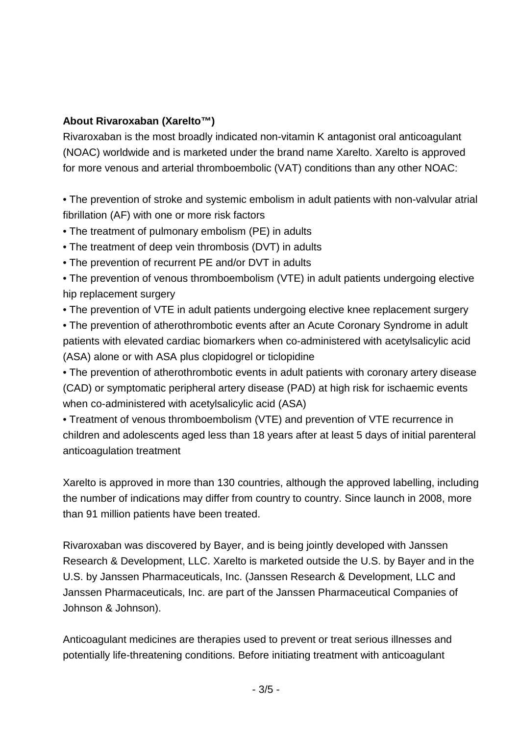**About Rivaroxaban (Xarelto™)**

Rivaroxaban is the most broadly indicated non-vitamin K antagonist oral anticoagulant (NOAC) worldwide and is marketed under the brand name Xarelto. Xarelto is approved for more venous and arterial thromboembolic (VAT) conditions than any other NOAC:

- The prevention of stroke and systemic embolism in adult patients with non-valvular atrial fibrillation (AF) with one or more risk factors
- The treatment of pulmonary embolism (PE) in adults
- The treatment of deep vein thrombosis (DVT) in adults
- The prevention of recurrent PE and/or DVT in adults
- The prevention of venous thromboembolism (VTE) in adult patients undergoing elective hip replacement surgery
- The prevention of VTE in adult patients undergoing elective knee replacement surgery
- The prevention of atherothrombotic events after an Acute Coronary Syndrome in adult patients with elevated cardiac biomarkers when co-administered with acetylsalicylic acid (ASA) alone or with ASA plus clopidogrel or ticlopidine
- The prevention of atherothrombotic events in adult patients with coronary artery disease (CAD) or symptomatic peripheral artery disease (PAD) at high risk for ischaemic events when co-administered with acetylsalicylic acid (ASA)
- Treatment of venous thromboembolism (VTE) and prevention of VTE recurrence in children and adolescents aged less than 18 years after at least 5 days of initial parenteral anticoagulation treatment

Xarelto is approved in more than 130 countries, although the approved labelling, including the number of indications may differ from country to country. Since launch in 2008, more than 91 million patients have been treated.

Rivaroxaban was discovered by Bayer, and is being jointly developed with Janssen Research & Development, LLC. Xarelto is marketed outside the U.S. by Bayer and in the U.S. by Janssen Pharmaceuticals, Inc. (Janssen Research & Development, LLC and Janssen Pharmaceuticals, Inc. are part of the Janssen Pharmaceutical Companies of Johnson & Johnson).

Anticoagulant medicines are therapies used to prevent or treat serious illnesses and potentially life-threatening conditions. Before initiating treatment with anticoagulant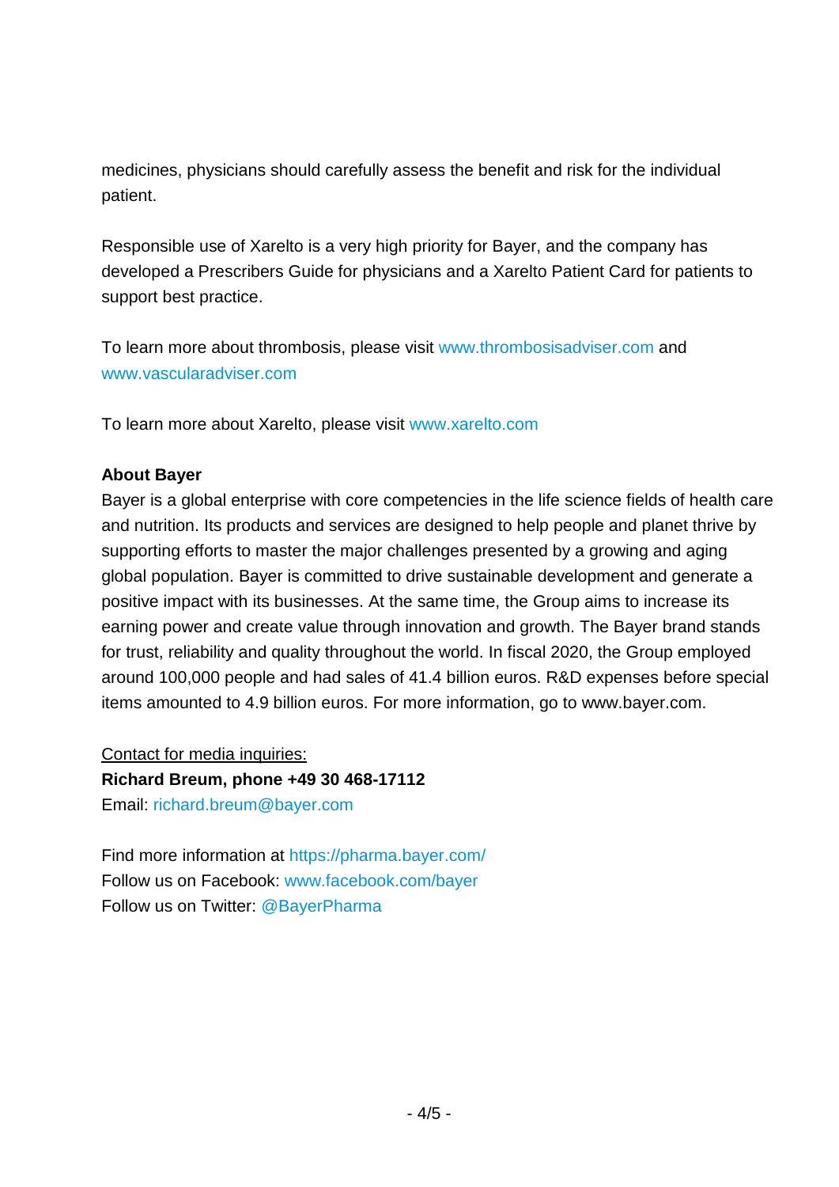medicines, physicians should carefully assess the benefit and risk for the individual patient.

Responsible use of Xarelto is a very high priority for Bayer, and the company has developed a Prescribers Guide for physicians and a Xarelto Patient Card for patients to support best practice.

To learn more about thrombosis, please visit www.thrombosisadviser.com and www.vascularadviser.com

To learn more about Xarelto, please visit www.xarelto.com

**About Bayer**

Bayer is a global enterprise with core competencies in the life science fields of health care and nutrition. Its products and services are designed to help people and planet thrive by supporting efforts to master the major challenges presented by a growing and aging global population. Bayer is committed to drive sustainable development and generate a positive impact with its businesses. At the same time, the Group aims to increase its earning power and create value through innovation and growth. The Bayer brand stands for trust, reliability and quality throughout the world. In fiscal 2020, the Group employed around 100,000 people and had sales of 41.4 billion euros. R&D expenses before special items amounted to 4.9 billion euros. For more information, go to www.bayer.com.

<u>Contact for media inquiries:</u>

**Richard Breum, phone +49 30 468-17112**

Email: richard.breum@bayer.com

Find more information at https://pharma.bayer.com/

Follow us on Facebook: www.facebook.com/bayer

Follow us on Twitter: @BayerPharma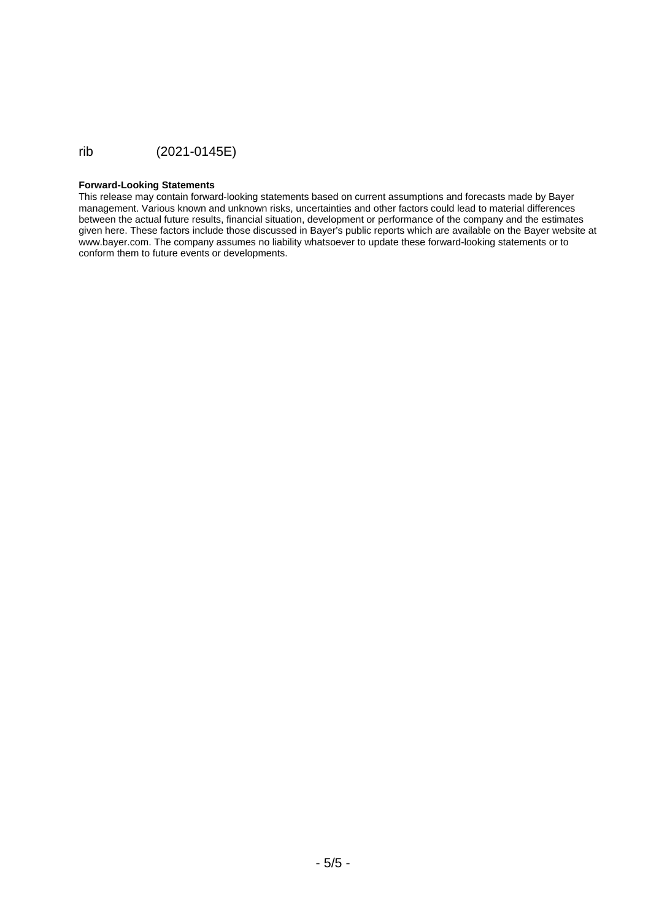rib (2021-0145E)

**Forward-Looking Statements**
This release may contain forward-looking statements based on current assumptions and forecasts made by Bayer management. Various known and unknown risks, uncertainties and other factors could lead to material differences between the actual future results, financial situation, development or performance of the company and the estimates given here. These factors include those discussed in Bayer's public reports which are available on the Bayer website at www.bayer.com. The company assumes no liability whatsoever to update these forward-looking statements or to conform them to future events or developments.